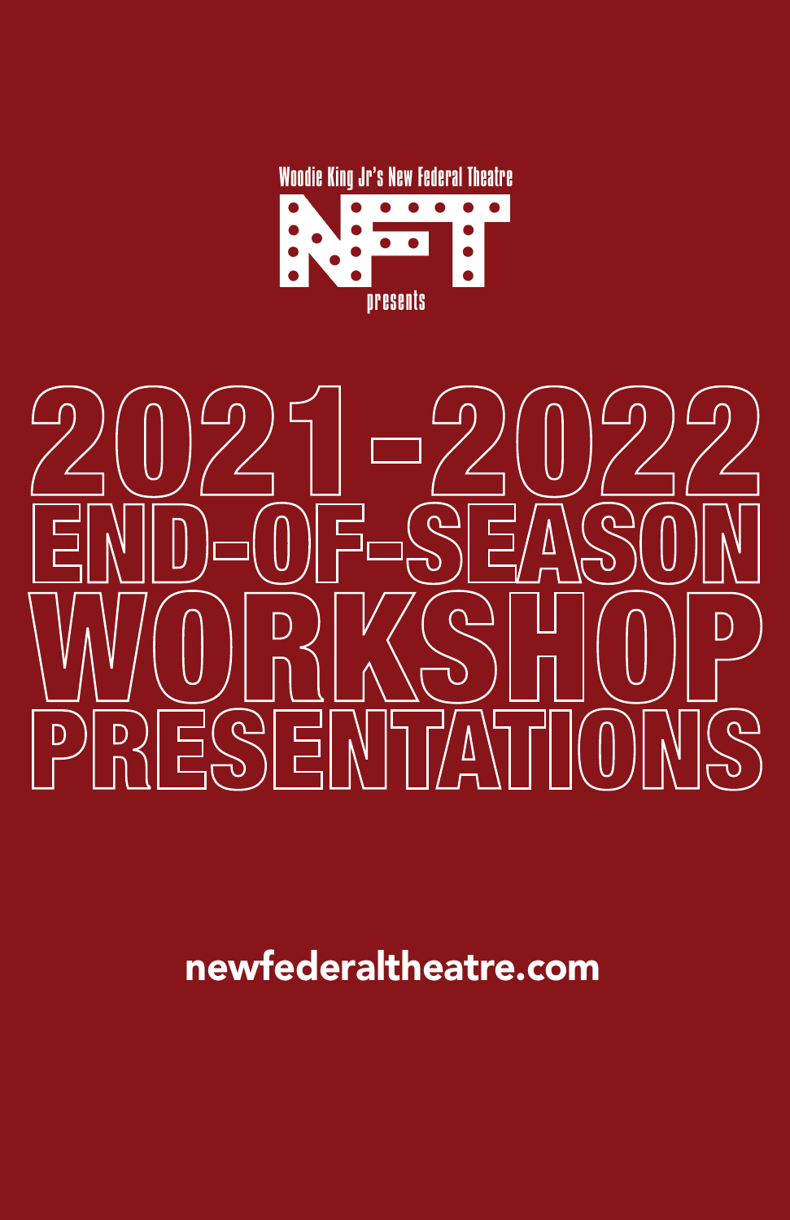Woodie King Jr's New Federal Theatre

NFT

presents

# 2021-2022 END-OF-SEASON WORKSHOP PRESENTATIONS

newfederaltheatre.com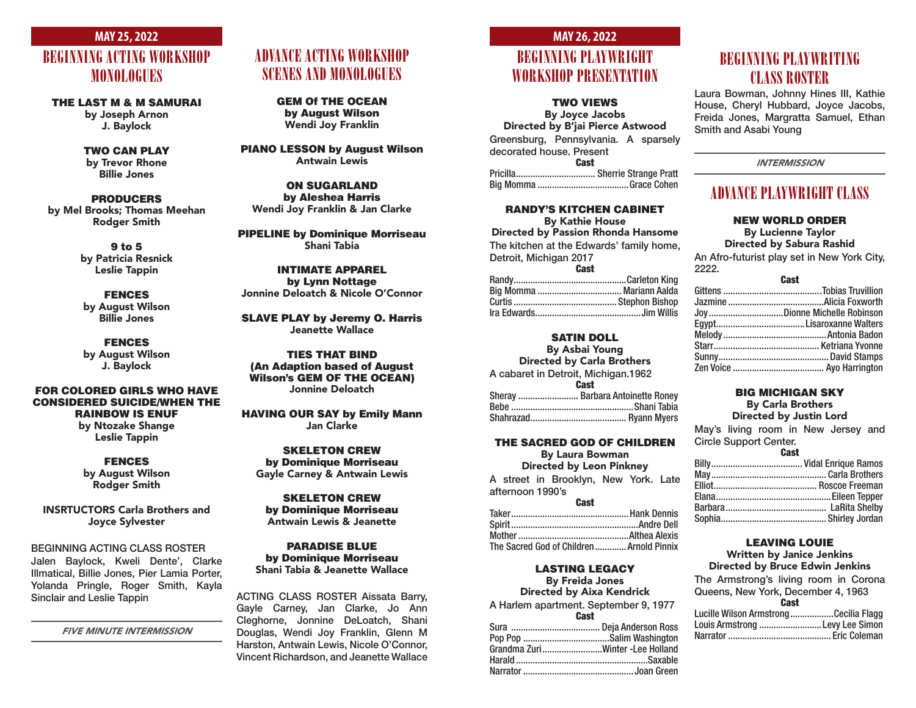## MAY 25, 2022

# BEGINNING ACTING WORKSHOP MONOLOGUES

**THE LAST M & M SAMURAI**
**by Joseph Arnon**
**J. Baylock**

**TWO CAN PLAY**
**by Trevor Rhone**
**Billie Jones**

**PRODUCERS**
**by Mel Brooks; Thomas Meehan**
**Rodger Smith**

**9 to 5**
**by Patricia Resnick**
**Leslie Tappin**

**FENCES**
**by August Wilson**
**Billie Jones**

**FENCES**
**by August Wilson**
**J. Baylock**

**FOR COLORED GIRLS WHO HAVE CONSIDERED SUICIDE/WHEN THE RAINBOW IS ENUF**
**by Ntozake Shange**
**Leslie Tappin**

**FENCES**
**by August Wilson**
**Rodger Smith**

**INSRTUCTORS Carla Brothers and Joyce Sylvester**

BEGINNING ACTING CLASS ROSTER
Jalen Baylock, Kweli Dente', Clarke Illmatical, Billie Jones, Pier Lamia Porter, Yolanda Pringle, Roger Smith, Kayla Sinclair and Leslie Tappin

***FIVE MINUTE INTERMISSION***

# ADVANCE ACTING WORKSHOP SCENES AND MONOLOGUES

**GEM Of THE OCEAN**
**by August Wilson**
**Wendi Joy Franklin**

**PIANO LESSON by August Wilson**
**Antwain Lewis**

**ON SUGARLAND**
**by Aleshea Harris**
**Wendi Joy Franklin & Jan Clarke**

**PIPELINE by Dominique Morriseau**
**Shani Tabia**

**INTIMATE APPAREL**
**by Lynn Nottage**
**Jonnine Deloatch & Nicole O'Connor**

**SLAVE PLAY by Jeremy O. Harris**
**Jeanette Wallace**

**TIES THAT BIND**
**(An Adaption based of August Wilson's GEM OF THE OCEAN)**
**Jonnine Deloatch**

**HAVING OUR SAY by Emily Mann**
**Jan Clarke**

**SKELETON CREW**
**by Dominique Morriseau**
**Gayle Carney & Antwain Lewis**

**SKELETON CREW**
**by Dominique Morriseau**
**Antwain Lewis & Jeanette**

**PARADISE BLUE**
**by Dominique Morriseau**
**Shani Tabia & Jeanette Wallace**

ACTING CLASS ROSTER Aissata Barry, Gayle Carney, Jan Clarke, Jo Ann Cleghorne, Jonnine DeLoatch, Shani Douglas, Wendi Joy Franklin, Glenn M Harston, Antwain Lewis, Nicole O'Connor, Vincent Richardson, and Jeanette Wallace

## MAY 26, 2022

# BEGINNING PLAYWRIGHT WORKSHOP PRESENTATION

**TWO VIEWS**
**By Joyce Jacobs**
**Directed by B'jai Pierce Astwood**

Greensburg, Pennsylvania. A sparsely decorated house. Present

**Cast**
Pricilla.................................. Sherrie Strange Pratt
Big Momma ...................................... Grace Cohen

**RANDY'S KITCHEN CABINET**
**By Kathie House**
**Directed by Passion Rhonda Hansome**

The kitchen at the Edwards' family home, Detroit, Michigan 2017

**Cast**
Randy............................................... Carleton King
Big Momma .................................. Mariann Aalda
Curtis ........................................... Stephon Bishop
Ira Edwards............................................ Jim Willis

**SATIN DOLL**
**By Asbai Young**
**Directed by Carla Brothers**

A cabaret in Detroit, Michigan.1962

**Cast**
Sheray ......................... Barbara Antoinette Roney
Bebe .................................................. Shani Tabia
Shahrazad........................................ Ryann Myers

**THE SACRED GOD OF CHILDREN**
**By Laura Bowman**
**Directed by Leon Pinkney**

A street in Brooklyn, New York. Late afternoon 1990's

**Cast**
Taker................................................ Hank Dennis
Spirit .................................................... Andre Dell
Mother ............................................ Althea Alexis
The Sacred God of Children ............ Arnold Pinnix

**LASTING LEGACY**
**By Freida Jones**
**Directed by Aixa Kendrick**

A Harlem apartment. September 9, 1977

**Cast**
Sura ..................................... Deja Anderson Ross
Pop Pop .................................... Salim Washington
Grandma Zuri......................... Winter -Lee Holland
Harald ...................................................... Saxable
Narrator ............................................. Joan Green

# BEGINNING PLAYWRITING CLASS ROSTER

Laura Bowman, Johnny Hines III, Kathie House, Cheryl Hubbard, Joyce Jacobs, Freida Jones, Margratta Samuel, Ethan Smith and Asabi Young

***INTERMISSION***

# ADVANCE PLAYWRIGHT CLASS

**NEW WORLD ORDER**
**By Lucienne Taylor**
**Directed by Sabura Rashid**

An Afro-futurist play set in New York City, 2222.

**Cast**
Gittens ......................................... Tobias Truvillion
Jazmine ........................................ Alicia Foxworth
Joy .............................. Dionne Michelle Robinson
Egypt..................................... Lisaroxanne Walters
Melody ........................................... Antonia Badon
Starr............................................ Ketriana Yvonne
Sunny.............................................. David Stamps
Zen Voice ...................................... Ayo Harrington

**BIG MICHIGAN SKY**
**By Carla Brothers**
**Directed by Justin Lord**

May's living room in New Jersey and Circle Support Center.

**Cast**
Billy...................................... Vidal Enrique Ramos
May................................................ Carla Brothers
Elliot........................................... Roscoe Freeman
Elana................................................ Eileen Tepper
Barbara.......................................... LaRita Shelby
Sophia........................................... Shirley Jordan

**LEAVING LOUIE**
**Written by Janice Jenkins**
**Directed by Bruce Edwin Jenkins**

The Armstrong's living room in Corona Queens, New York, December 4, 1963

**Cast**
Lucille Wilson Armstrong.................. Cecilia Flagg
Louis Armstrong .......................... Levy Lee Simon
Narrator ........................................... Eric Coleman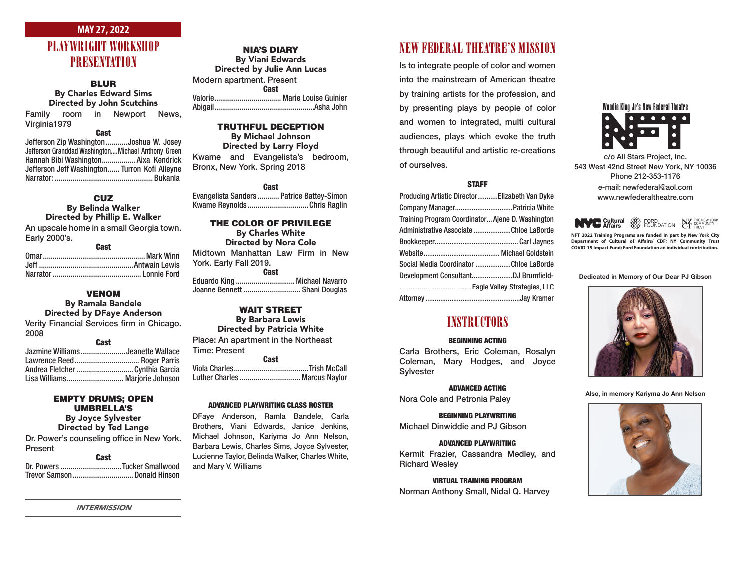## MAY 27, 2022

# PLAYWRIGHT WORKSHOP PRESENTATION

### BLUR
**By Charles Edward Sims**
**Directed by John Scutchins**

Family room in Newport News, Virginia1979

**Cast**

Jefferson Zip Washington ........... Joshua W. Josey
Jefferson Granddad Washington.... Michael Anthony Green
Hannah Bibi Washington ................. Aixa Kendrick
Jefferson Jeff Washington ...... Turron Kofi Alleyne
Narrator: ................................................. Bukanla

### CUZ
**By Belinda Walker**
**Directed by Phillip E. Walker**

An upscale home in a small Georgia town. Early 2000's.

**Cast**

Omar .................................................. Mark Winn
Jeff ................................................ Antwain Lewis
Narrator ............................................ Lonnie Ford

### VENOM
**By Ramala Bandele**
**Directed by DFaye Anderson**

Verity Financial Services firm in Chicago. 2008

**Cast**

Jazmine Williams ....................... Jeanette Wallace
Lawrence Reed ................................ Roger Parris
Andrea Fletcher ............................ Cynthia Garcia
Lisa Williams ............................ Marjorie Johnson

### EMPTY DRUMS; OPEN UMBRELLA'S
**By Joyce Sylvester**
**Directed by Ted Lange**

Dr. Power's counseling office in New York. Present

**Cast**

Dr. Powers ............................... Tucker Smallwood
Trevor Samson .............................. Donald Hinson

*INTERMISSION*

### NIA'S DIARY
**By Viani Edwards**
**Directed by Julie Ann Lucas**

Modern apartment. Present

**Cast**

Valorie .................................. Marie Louise Guinier
Abigail .................................................. Asha John

### TRUTHFUL DECEPTION
**By Michael Johnson**
**Directed by Larry Floyd**

Kwame and Evangelista's bedroom, Bronx, New York. Spring 2018

**Cast**

Evangelista Sanders ........... Patrice Battey-Simon
Kwame Reynolds .............................. Chris Raglin

### THE COLOR OF PRIVILEGE
**By Charles White**
**Directed by Nora Cole**

Midtown Manhattan Law Firm in New York. Early Fall 2019.

**Cast**

Eduardo King ............................. Michael Navarro
Joanne Bennett ............................ Shani Douglas

### WAIT STREET
**By Barbara Lewis**
**Directed by Patricia White**

Place: An apartment in the Northeast
Time: Present

**Cast**

Viola Charles ..................................... Trish McCall
Luther Charles .............................. Marcus Naylor

### ADVANCED PLAYWRITING CLASS ROSTER

DFaye Anderson, Ramla Bandele, Carla Brothers, Viani Edwards, Janice Jenkins, Michael Johnson, Kariyma Jo Ann Nelson, Barbara Lewis, Charles Sims, Joyce Sylvester, Lucienne Taylor, Belinda Walker, Charles White, and Mary V. Williams

# NEW FEDERAL THEATRE'S MISSION

Is to integrate people of color and women into the mainstream of American theatre by training artists for the profession, and by presenting plays by people of color and women to integrated, multi cultural audiences, plays which evoke the truth through beautiful and artistic re-creations of ourselves.

### STAFF

Producing Artistic Director ........... Elizabeth Van Dyke
Company Manager .............................. Patricia White
Training Program Coordinator... Ajene D. Washington
Administrative Associate ................... Chloe LaBorde
Bookkeeper ............................................ Carl Jaynes
Website ......................................... Michael Goldstein
Social Media Coordinator .................. Chloe LaBorde
Development Consultant ..................... DJ Brumfield-
...................................... Eagle Valley Strategies, LLC
Attorney .................................................. Jay Kramer

# INSTRUCTORS

**BEGINNING ACTING**
Carla Brothers, Eric Coleman, Rosalyn Coleman, Mary Hodges, and Joyce Sylvester

**ADVANCED ACTING**
Nora Cole and Petronia Paley

**BEGINNING PLAYWRITING**
Michael Dinwiddie and PJ Gibson

**ADVANCED PLAYWRITING**
Kermit Frazier, Cassandra Medley, and Richard Wesley

**VIRTUAL TRAINING PROGRAM**
Norman Anthony Small, Nidal Q. Harvey

Woodie King Jr's New Federal Theatre

NFT

c/o All Stars Project, Inc.
543 West 42nd Street New York, NY 10036
Phone 212-353-1176
e-mail: newfederal@aol.com
www.newfederaltheatre.com

NYC Cultural Affairs | FORD FOUNDATION | THE NEW YORK COMMUNITY TRUST

**NFT 2022 Training Programs are funded in part by New York City Department of Cultural of Affairs/ CDF; NY Community Trust COVID-19 Impact Fund; Ford Foundation an individual contribution.**

**Dedicated in Memory of Our Dear PJ Gibson**

**Also, in memory Kariyma Jo Ann Nelson**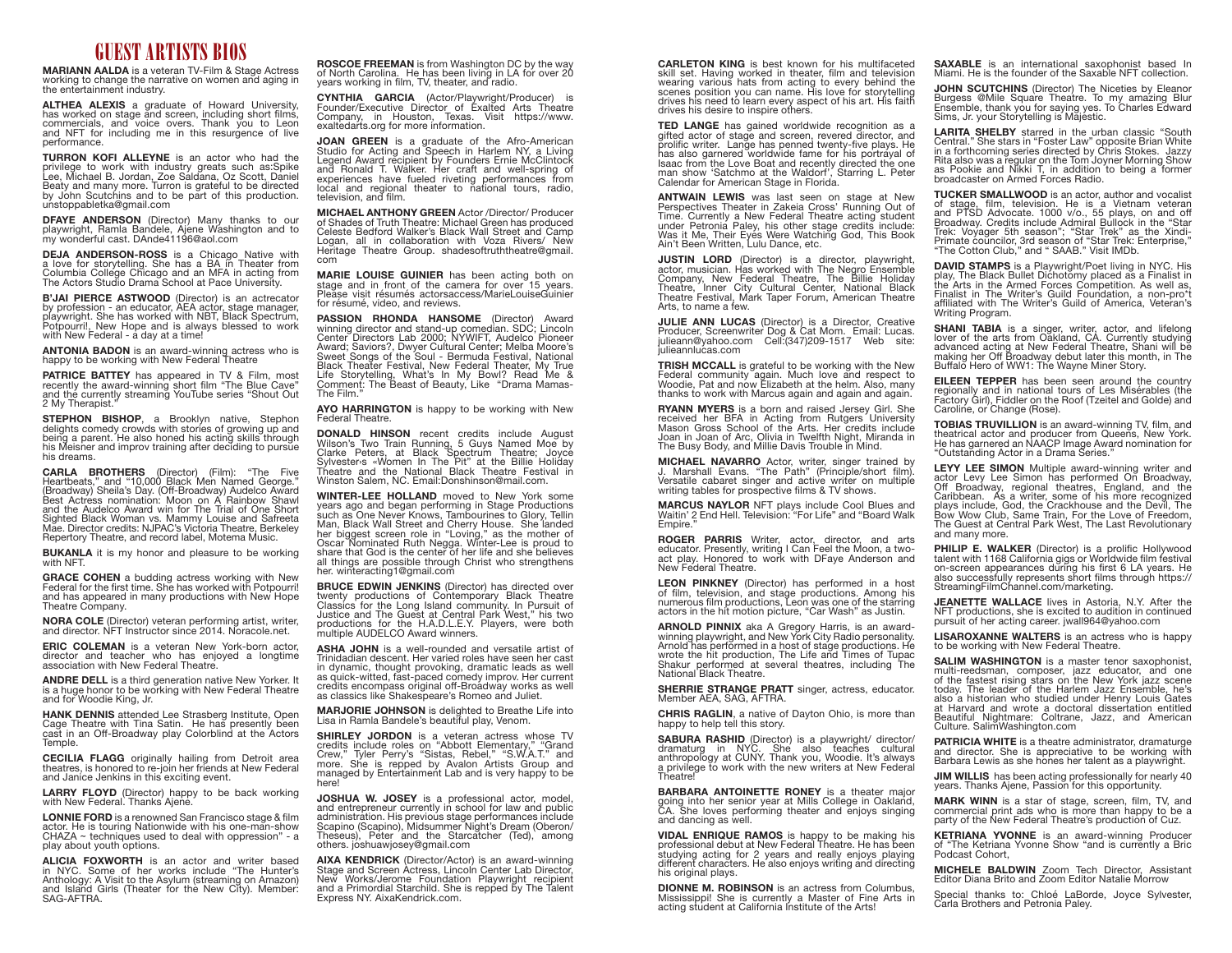# GUEST ARTISTS BIOS

**MARIANN AALDA** is a veteran TV-Film & Stage Actress working to change the narrative on women and aging in the entertainment industry.

**ALTHEA ALEXIS** a graduate of Howard University, has worked on stage and screen, including short films, commercials, and voice overs. Thank you to Leon and NFT for including me in this resurgence of live performance.

**TURRON KOFI ALLEYNE** is an actor who had the privilege to work with industry greats such as:Spike Lee, Michael B. Jordan, Zoe Saldana, Oz Scott, Daniel Beaty and many more. Turron is grateful to be directed by John Scutchins and to be part of this production. unstoppabletka@gmail.com

**DFAYE ANDERSON** (Director) Many thanks to our playwright, Ramla Bandele, Ajene Washington and to my wonderful cast. DAnde41196@aol.com

**DEJA ANDERSON-ROSS** is a Chicago Native with a love for storytelling. She has a BA in Theater from Columbia College Chicago and an MFA in acting from The Actors Studio Drama School at Pace University.

**B'JAI PIERCE ASTWOOD** (Director) is an actrecator by profession - an educator, AEA actor, stage manager, playwright. She has worked with NBT, Black Spectrum, Potpourri!, New Hope and is always blessed to work with New Federal - a day at a time!

**ANTONIA BADON** is an award-winning actress who is happy to be working with New Federal Theatre

**PATRICE BATTEY** has appeared in TV & Film, most recently the award-winning short film "The Blue Cave" and the currently streaming YouTube series "Shout Out 2 My Therapist."

**STEPHON BISHOP**, a Brooklyn native, Stephon delights comedy crowds with stories of growing up and being a parent. He also honed his acting skills through his Meisner and improv training after deciding to pursue his dreams.

**CARLA BROTHERS** (Director) (Film): "The Five Heartbeats," and "10,000 Black Men Named George." (Broadway) Sheila's Day. (Off-Broadway) Audelco Award Best Actress nomination: Moon on A Rainbow Shawl and the Audelco Award win for The Trial of One Short Sighted Black Woman vs. Mammy Louise and Safreeta Mae. Director credits: NJPAC's Victoria Theatre, Berkeley Repertory Theatre, and record label, Motema Music.

**BUKANLA** it is my honor and pleasure to be working with NFT.

**GRACE COHEN** a budding actress working with New Federal for the first time. She has worked with Potpourri! and has appeared in many productions with New Hope Theatre Company.

**NORA COLE** (Director) veteran performing artist, writer, and director. NFT Instructor since 2014. Noracole.net.

**ERIC COLEMAN** is a veteran New York-born actor, director and teacher who has enjoyed a longtime association with New Federal Theatre.

**ANDRE DELL** is a third generation native New Yorker. It is a huge honor to be working with New Federal Theatre and for Woodie King, Jr.

**HANK DENNIS** attended Lee Strasberg Institute, Open Cage Theatre with Tina Satin. He has presently been cast in an Off-Broadway play Colorblind at the Actors Temple.

**CECILIA FLAGG** originally hailing from Detroit area theatres, is honored to re-join her friends at New Federal and Janice Jenkins in this exciting event.

**LARRY FLOYD** (Director) happy to be back working with New Federal. Thanks Ajene.

**LONNIE FORD** is a renowned San Francisco stage & film actor. He is touring Nationwide with his one-man-show CHAZA ~ techniques used to deal with oppression" - a play about youth options.

**ALICIA FOXWORTH** is an actor and writer based in NYC. Some of her works include "The Hunter's Anthology: A Visit to the Asylum (streaming on Amazon) and Island Girls (Theater for the New City). Member: SAG-AFTRA.

**ROSCOE FREEMAN** is from Washington DC by the way of North Carolina. He has been living in LA for over 20 years working in film, TV, theater, and radio.

**CYNTHIA GARCIA** (Actor/Playwright/Producer) is Founder/Executive Director of Exalted Arts Theatre Company, in Houston, Texas. Visit https://www.exaltedarts.org for more information.

**JOAN GREEN** is a graduate of the Afro-American Studio for Acting and Speech in Harlem NY, a Living Legend Award recipient by Founders Ernie McClintock and Ronald T. Walker. Her craft and well-spring of experiences have fueled riveting performances from local and regional theater to national tours, radio, television, and film.

**MICHAEL ANTHONY GREEN** Actor /Director/ Producer of Shades of Truth Theatre: Michael Green has produced Celeste Bedford Walker's Black Wall Street and Camp Logan, all in collaboration with Voza Rivers/ New Heritage Theatre Group. shadesoftruththeatre@gmail.com

**MARIE LOUISE GUINIER** has been acting both on stage and in front of the camera for over 15 years. Please visit résumés actorsaccess/MarieLouiseGuinier for résumé, video, and reviews.

**PASSION RHONDA HANSOME** (Director) Award winning director and stand-up comedian. SDC; Lincoln Center Directors Lab 2000; NYWIFT, Audelco Pioneer Award; Saviors?, Dwyer Cultural Center; Melba Moore's Sweet Songs of the Soul - Bermuda Festival, National Black Theater Festival, New Federal Theater, My True Life Storytelling, What's In My Bowl? Read Me & Comment: The Beast of Beauty, Like "Drama Mamas-The Film."

**AYO HARRINGTON** is happy to be working with New Federal Theatre.

**DONALD HINSON** recent credits include August Wilson's Two Train Running, 5 Guys Named Moe by Clarke Peters, at Black Spectrum Theatre; Joyce Sylvester›s «Women In The Pit" at the Billie Holiday Theatre and the National Black Theatre Festival in Winston Salem, NC. Email:Donshinson@mail.com.

**WINTER-LEE HOLLAND** moved to New York some years ago and began performing in Stage Productions such as One Never Knows, Tambourines to Glory, Tellin Man, Black Wall Street and Cherry House. She landed her biggest screen role in "Loving," as the mother of Oscar Nominated Ruth Negga. Winter-Lee is proud to share that God is the center of her life and she believes all things are possible through Christ who strengthens her. winteracting1@gmail.com

**BRUCE EDWIN JENKINS** (Director) has directed over twenty productions of Contemporary Black Theatre Classics for the Long Island community. In Pursuit of Justice and The Guest at Central Park West," his two productions for the H.A.D.L.E.Y. Players, were both multiple AUDELCO Award winners.

**ASHA JOHN** is a well-rounded and versatile artist of Trinidadian descent. Her varied roles have seen her cast in dynamic, thought provoking, dramatic leads as well as quick-witted, fast-paced comedy improv. Her current credits encompass original off-Broadway works as well as classics like Shakespeare's Romeo and Juliet.

**MARJORIE JOHNSON** is delighted to Breathe Life into Lisa in Ramla Bandele's beautiful play, Venom.

**SHIRLEY JORDON** is a veteran actress whose TV credits include roles on "Abbott Elementary," "Grand Crew," Tyler Perry's "Sistas, Rebel," "S.W.A.T." and more. She is repped by Avalon Artists Group and managed by Entertainment Lab and is very happy to be here!

**JOSHUA W. JOSEY** is a professional actor, model, and entrepreneur currently in school for law and public administration. His previous stage performances include Scapino (Scapino), Midsummer Night's Dream (Oberon/ Theseus), Peter and the Starcatcher (Ted), among others. joshuawjosey@gmail.com

**AIXA KENDRICK** (Director/Actor) is an award-winning Stage and Screen Actress, Lincoln Center Lab Director, New Works/Jerome Foundation Playwright recipient and a Primordial Starchild. She is repped by The Talent Express NY. AixaKendrick.com.

**CARLETON KING** is best known for his multifaceted skill set. Having worked in theater, film and television wearing various hats from acting to every behind the scenes position you can name. His love for storytelling drives his need to learn every aspect of his art. His faith drives his desire to inspire others.

**TED LANGE** has gained worldwide recognition as a gifted actor of stage and screen, revered director, and prolific writer. Lange has penned twenty-five plays. He has also garnered worldwide fame for his portrayal of Isaac from the Love Boat and recently directed the one man show 'Satchmo at the Waldorf', Starring L. Peter Calendar for American Stage in Florida.

**ANTWAIN LEWIS** was last seen on stage at New Perspectives Theater in Zakeia Cross' Running Out of Time. Currently a New Federal Theatre acting student under Petronia Paley, his other stage credits include: Was it Me, Their Eyes Were Watching God, This Book Ain't Been Written, Lulu Dance, etc.

**JUSTIN LORD** (Director) is a director, playwright, actor, musician. Has worked with The Negro Ensemble Company, New Federal Theatre, The Billie Holiday Theatre, Inner City Cultural Center, National Black Theatre Festival, Mark Taper Forum, American Theatre Arts, to name a few.

**JULIE ANN LUCAS** (Director) is a Director, Creative Producer, Screenwriter Dog & Cat Mom. Email: Lucas. julieann@yahoo.com Cell:(347)209-1517 Web site: julieannlucas.com

**TRISH MCCALL** is grateful to be working with the New Federal community again. Much love and respect to Woodie, Pat and now Elizabeth at the helm. Also, many thanks to work with Marcus again and again and again.

**RYANN MYERS** is a born and raised Jersey Girl. She received her BFA in Acting from Rutgers University Mason Gross School of the Arts. Her credits include Joan in Joan of Arc, Olivia in Twelfth Night, Miranda in The Busy Body, and Millie Davis Trouble in Mind.

**MICHAEL NAVARRO** Actor, writer, singer trained by J. Marshall Evans. "The Path" (Principle/short film). Versatile cabaret singer and active writer on multiple writing tables for prospective films & TV shows.

**MARCUS NAYLOR** NFT plays include Cool Blues and Waitin' 2 End Hell. Television: "For Life" and "Board Walk Empire."

**ROGER PARRIS** Writer, actor, director, and arts educator. Presently, writing I Can Feel the Moon, a two-act play. Honored to work with DFaye Anderson and New Federal Theatre.

**LEON PINKNEY** (Director) has performed in a host of film, television, and stage productions. Among his numerous film productions, Leon was one of the starring actors in the hit motion picture, "Car Wash" as Justin.

**ARNOLD PINNIX** aka A Gregory Harris, is an award-winning playwright, and New York City Radio personality. Arnold has performed in a host of stage productions. He wrote the hit production, The Life and Times of Tupac Shakur performed at several theatres, including The National Black Theatre.

**SHERRIE STRANGE PRATT** singer, actress, educator. Member AEA, SAG, AFTRA.

**CHRIS RAGLIN**, a native of Dayton Ohio, is more than happy to help tell this story.

**SABURA RASHID** (Director) is a playwright/ director/ dramaturg in NYC. She also teaches cultural anthropology at CUNY. Thank you, Woodie. It's always a privilege to work with the new writers at New Federal Theatre!

**BARBARA ANTOINETTE RONEY** is a theater major going into her senior year at Mills College in Oakland, CA. She loves performing theater and enjoys singing and dancing as well.

**VIDAL ENRIQUE RAMOS** is happy to be making his professional debut at New Federal Theatre. He has been studying acting for 2 years and really enjoys playing different characters. He also enjoys writing and directing his original plays.

**DIONNE M. ROBINSON** is an actress from Columbus, Mississippi! She is currently a Master of Fine Arts in acting student at California Institute of the Arts!

**SAXABLE** is an international saxophonist based In Miami. He is the founder of the Saxable NFT collection.

**JOHN SCUTCHINS** (Director) The Niceties by Eleanor Burgess @Mile Square Theatre. To my amazing Blur Ensemble, thank you for saying yes. To Charles Edward Sims, Jr. your Storytelling is Majestic.

**LARITA SHELBY** starred in the urban classic "South Central." She stars in "Foster Law" opposite Brian White in a forthcoming series directed by Chris Stokes. Jazzy Rita also was a regular on the Tom Joyner Morning Show as Pookie and Nikki T, in addition to being a former broadcaster on Armed Forces Radio.

**TUCKER SMALLWOOD** is an actor, author and vocalist of stage, film, television. He is a Vietnam veteran and PTSD Advocate. 1000 v/o., 55 plays, on and off Broadway. Credits include Admiral Bullock in the "Star Trek: Voyager 5th season"; "Star Trek" as the Xindi-Primate councilor, 3rd season of "Star Trek: Enterprise," "The Cotton Club," and " SAAB." Visit IMDb.

**DAVID STAMPS** is a Playwright/Poet living in NYC. His play, The Black Bullet Dichotomy placed as a Finalist in the Arts in the Armed Forces Competition. As well as, Finalist in The Writer's Guild Foundation, a non-pro*t affiliated with The Writer's Guild of America, Veteran's Writing Program.

**SHANI TABIA** is a singer, writer, actor, and lifelong lover of the arts from Oakland, CA. Currently studying advanced acting at New Federal Theatre, Shani will be making her Off Broadway debut later this month, in The Buffalo Hero of WW1: The Wayne Miner Story.

**EILEEN TEPPER** has been seen around the country regionally and in national tours of Les Misérables (the Factory Girl), Fiddler on the Roof (Tzeitel and Golde) and Caroline, or Change (Rose).

**TOBIAS TRUVILLION** is an award-winning TV, film, and theatrical actor and producer from Queens, New York. He has garnered an NAACP Image Award nomination for "Outstanding Actor in a Drama Series."

**LEYY LEE SIMON** Multiple award-winning writer and actor Levy Lee Simon has performed On Broadway, Off Broadway, regional theatres, England, and the Caribbean. As a writer, some of his more recognized plays include, God, the Crackhouse and the Devil, The Bow Wow Club, Same Train, For the Love of Freedom, The Guest at Central Park West, The Last Revolutionary and many more.

**PHILIP E. WALKER** (Director) is a prolific Hollywood talent with 1168 California gigs or Worldwide film festival on-screen appearances during his first 6 LA years. He also successfully represents short films through https://StreamingFilmChannel.com/marketing.

**JEANETTE WALLACE** lives in Astoria, N.Y. After the NFT productions, she is excited to audition in continued pursuit of her acting career. jwall964@yahoo.com

**LISAROXANNE WALTERS** is an actress who is happy to be working with New Federal Theatre.

**SALIM WASHINGTON** is a master tenor saxophonist, multi-reedsman, composer, jazz educator, and one of the fastest rising stars on the New York jazz scene today. The leader of the Harlem Jazz Ensemble, he's also a historian who studied under Henry Louis Gates at Harvard and wrote a doctoral dissertation entitled Beautiful Nightmare: Coltrane, Jazz, and American Culture. SalimWashington.com

**PATRICIA WHITE** is a theatre administrator, dramaturge and director. She is appreciative to be working with Barbara Lewis as she hones her talent as a playwright.

**JIM WILLIS** has been acting professionally for nearly 40 years. Thanks Ajene, Passion for this opportunity.

**MARK WINN** is a star of stage, screen, film, TV, and commercial print ads who is more than happy to be a party of the New Federal Theatre's production of Cuz.

**KETRIANA YVONNE** is an award-winning Producer of "The Ketriana Yvonne Show "and is currently a Bric Podcast Cohort,

**MICHELE BALDWIN** Zoom Tech Director, Assistant Editor Diana Brito and Zoom Editor Natalie Morrow

Special thanks to: Chloé LaBorde, Joyce Sylvester, Carla Brothers and Petronia Paley.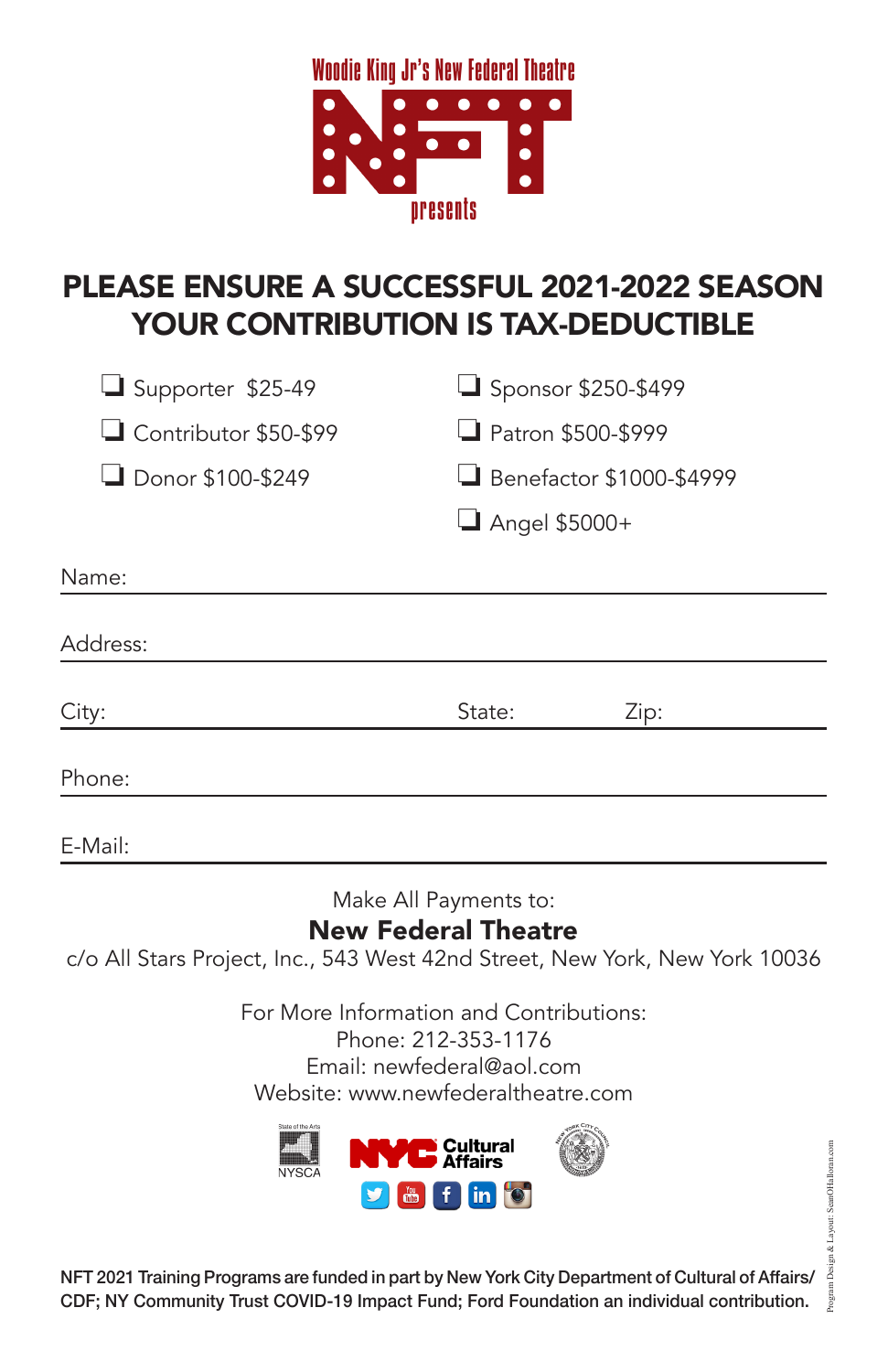Woodie King Jr's New Federal Theatre

NFT

presents

# PLEASE ENSURE A SUCCESSFUL 2021-2022 SEASON YOUR CONTRIBUTION IS TAX-DEDUCTIBLE

- ❑ Supporter $25-49
- ❑ Contributor $50-$99
- ❑ Donor $100-$249
- ❑ Sponsor $250-$499
- ❑ Patron $500-$999
- ❑ Benefactor $1000-$4999
- ❑ Angel $5000+

Name:

Address:

City: State: Zip:

Phone:

E-Mail:

Make All Payments to:

**New Federal Theatre**

c/o All Stars Project, Inc., 543 West 42nd Street, New York, New York 10036

For More Information and Contributions:
Phone: 212-353-1176
Email: newfederal@aol.com
Website: www.newfederaltheatre.com

NYSCA

NYC Cultural Affairs

**NFT 2021 Training Programs are funded in part by New York City Department of Cultural of Affairs/ CDF; NY Community Trust COVID-19 Impact Fund; Ford Foundation an individual contribution.**

Program Design & Layout: SeanOHalloran.com